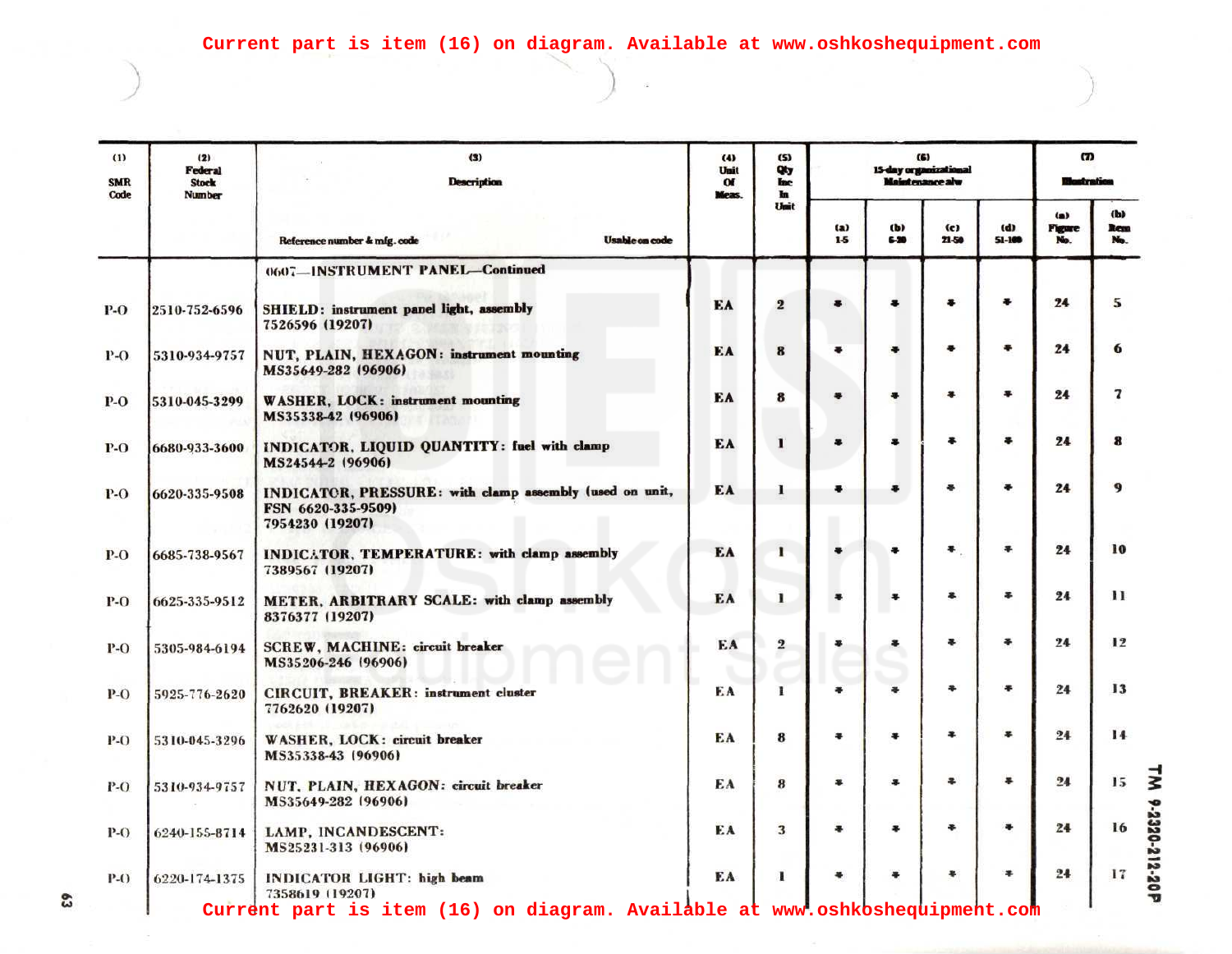Current part is item (16) on diagram. Available at www.oshkoshequipment.com

| (1) SMR Code | (2) Federal Stock Number | (3) Description — Reference number & mfg. code / Usable on code | (4) Unit Of Meas. | (5) Qty Inc In Unit | (6) 15-day organizational Maintenance alw | | | | (7) Illustration | |
|---|---|---|---|---|---|---|---|---|---|---|
| | | | | | (a) 1-5 | (b) 6-20 | (c) 21-50 | (d) 51-100 | (a) Figure No. | (b) Item No. |
| | | 0607—INSTRUMENT PANEL—Continued | | | | | | | | |
| P-O | 2510-752-6596 | SHIELD: instrument panel light, assembly 7526596 (19207) | EA | 2 | * | * | * | * | 24 | 5 |
| P-O | 5310-934-9757 | NUT, PLAIN, HEXAGON: instrument mounting MS35649-282 (96906) | EA | 8 | * | * | * | * | 24 | 6 |
| P-O | 5310-045-3299 | WASHER, LOCK: instrument mounting MS35338-42 (96906) | EA | 8 | * | * | * | * | 24 | 7 |
| P-O | 6680-933-3600 | INDICATOR, LIQUID QUANTITY: fuel with clamp MS24544-2 (96906) | EA | 1 | * | * | * | * | 24 | 8 |
| P-O | 6620-335-9508 | INDICATOR, PRESSURE: with clamp assembly (used on unit, FSN 6620-335-9509) 7954230 (19207) | EA | 1 | * | * | * | * | 24 | 9 |
| P-O | 6685-738-9567 | INDICATOR, TEMPERATURE: with clamp assembly 7389567 (19207) | EA | 1 | * | * | * | * | 24 | 10 |
| P-O | 6625-335-9512 | METER, ARBITRARY SCALE: with clamp assembly 8376377 (19207) | EA | 1 | * | * | * | * | 24 | 11 |
| P-O | 5305-984-6194 | SCREW, MACHINE: circuit breaker MS35206-246 (96906) | EA | 2 | * | * | * | * | 24 | 12 |
| P-O | 5925-776-2620 | CIRCUIT, BREAKER: instrument cluster 7762620 (19207) | EA | 1 | * | * | * | * | 24 | 13 |
| P-O | 5310-045-3296 | WASHER, LOCK: circuit breaker MS35338-43 (96906) | EA | 8 | * | * | * | * | 24 | 14 |
| P-O | 5310-934-9757 | NUT, PLAIN, HEXAGON: circuit breaker MS35649-282 (96906) | EA | 8 | * | * | * | * | 24 | 15 |
| P-O | 6240-155-8714 | LAMP, INCANDESCENT: MS25231-313 (96906) | EA | 3 | * | * | * | * | 24 | 16 |
| P-O | 6220-174-1375 | INDICATOR LIGHT: high beam 7358619 (19207) | EA | 1 | * | * | * | * | 24 | 17 |

Current part is item (16) on diagram. Available at www.oshkoshequipment.com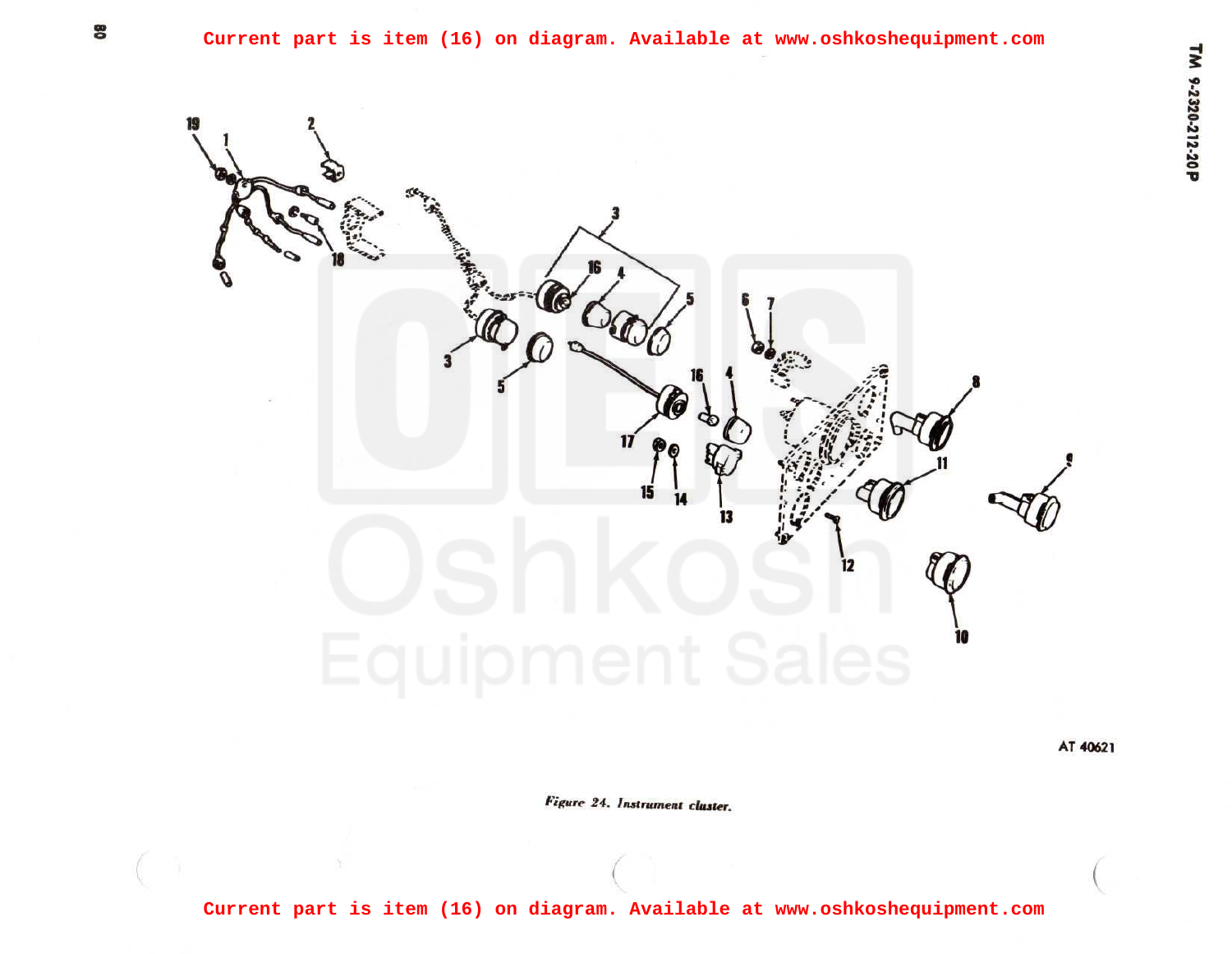Current part is item (16) on diagram. Available at www.oshkoshequipment.com

19
1
2
18
3
16
4
5
6
7
3
5
16
4
8
17
15
14
13
11
9
12
10

AT 40621

*Figure 24. Instrument cluster.*

Current part is item (16) on diagram. Available at www.oshkoshequipment.com